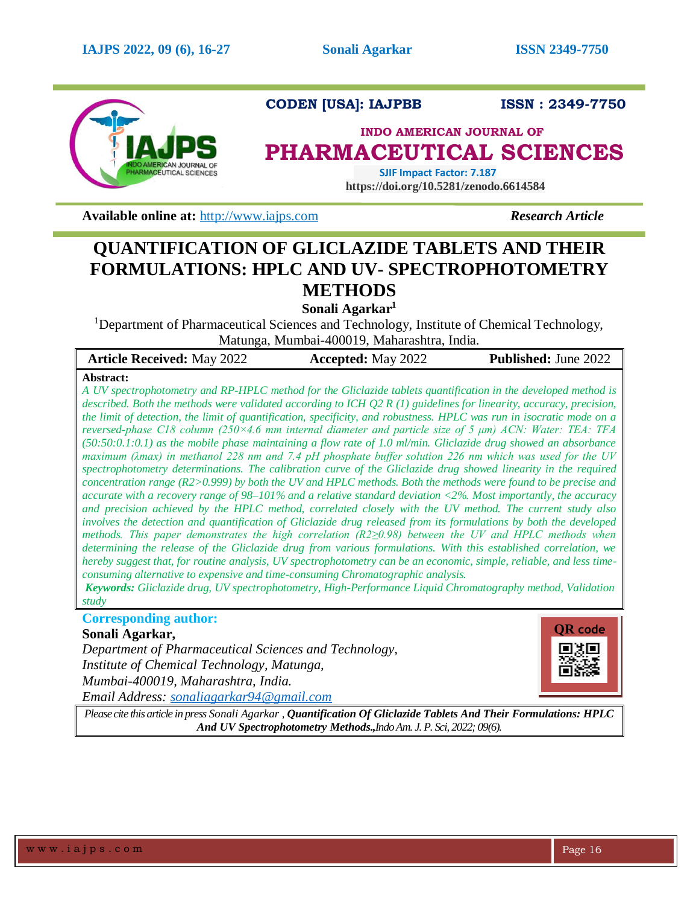CODEN [USA]: IAJPBB ISSN : 2349-7750

**INDO AMERICAN JOURNAL OF**

# PHARMACEUTICAL SCIENCES

**SJIF Impact Factor: 7.187**

**https://doi.org/10.5281/zenodo.6614584**

**Available online at:** http://www.iajps.com *Research Article*

# QUANTIFICATION OF GLICLAZIDE TABLETS AND THEIR FORMULATIONS: HPLC AND UV- SPECTROPHOTOMETRY METHODS

**Sonali Agarkar[1]**

[1]Department of Pharmaceutical Sciences and Technology, Institute of Chemical Technology, Matunga, Mumbai-400019, Maharashtra, India.

**Article Received:** May 2022 **Accepted:** May 2022 **Published:** June 2022

**Abstract:**

*A UV spectrophotometry and RP-HPLC method for the Gliclazide tablets quantification in the developed method is described. Both the methods were validated according to ICH Q2 R (1) guidelines for linearity, accuracy, precision, the limit of detection, the limit of quantification, specificity, and robustness. HPLC was run in isocratic mode on a reversed-phase C18 column (250×4.6 mm internal diameter and particle size of 5 μm) ACN: Water: TEA: TFA (50:50:0.1:0.1) as the mobile phase maintaining a flow rate of 1.0 ml/min. Gliclazide drug showed an absorbance maximum (λmax) in methanol 228 nm and 7.4 pH phosphate buffer solution 226 nm which was used for the UV spectrophotometry determinations. The calibration curve of the Gliclazide drug showed linearity in the required concentration range (R2>0.999) by both the UV and HPLC methods. Both the methods were found to be precise and accurate with a recovery range of 98–101% and a relative standard deviation <2%. Most importantly, the accuracy and precision achieved by the HPLC method, correlated closely with the UV method. The current study also involves the detection and quantification of Gliclazide drug released from its formulations by both the developed methods. This paper demonstrates the high correlation (R2≥0.98) between the UV and HPLC methods when determining the release of the Gliclazide drug from various formulations. With this established correlation, we hereby suggest that, for routine analysis, UV spectrophotometry can be an economic, simple, reliable, and less time-consuming alternative to expensive and time-consuming Chromatographic analysis.*

***Keywords:*** *Gliclazide drug, UV spectrophotometry, High-Performance Liquid Chromatography method, Validation study*

**Corresponding author:**

**Sonali Agarkar,**

*Department of Pharmaceutical Sciences and Technology,*
*Institute of Chemical Technology, Matunga,*
*Mumbai-400019, Maharashtra, India.*
*Email Address: sonaliagarkar94@gmail.com*

QR code

*Please cite this article in press Sonali Agarkar , **Quantification Of Gliclazide Tablets And Their Formulations: HPLC And UV Spectrophotometry Methods.,** Indo Am. J. P. Sci, 2022; 09(6).*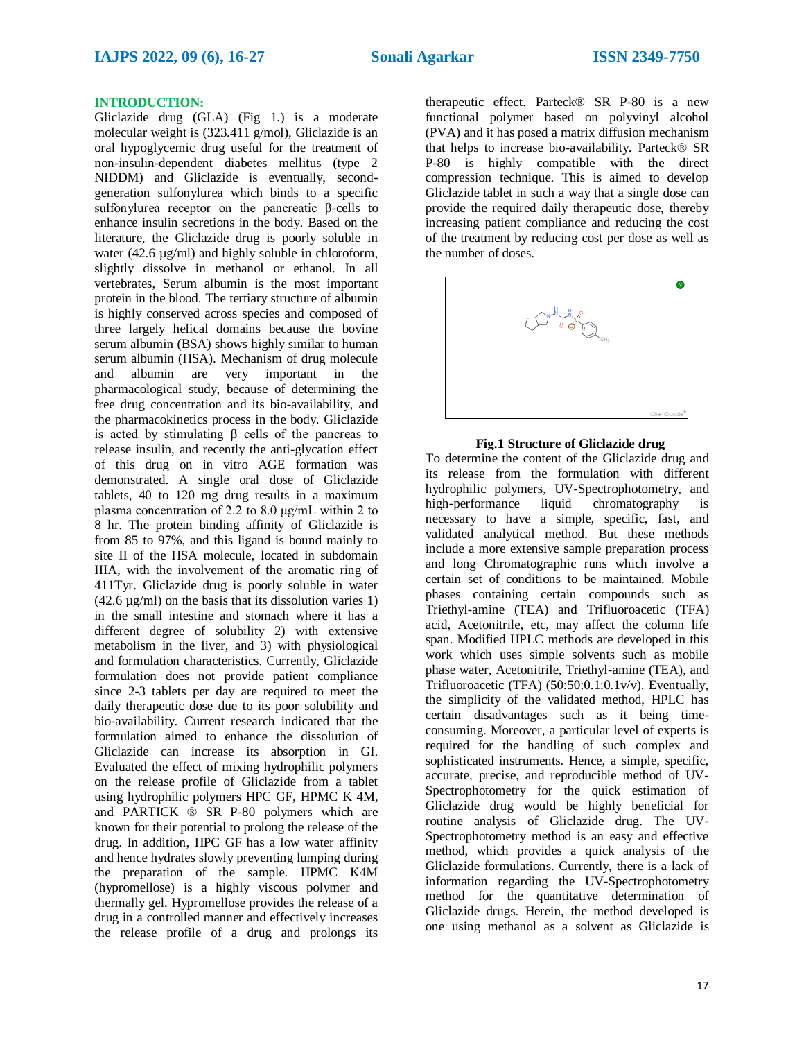## INTRODUCTION:

Gliclazide drug (GLA) (Fig 1.) is a moderate molecular weight is (323.411 g/mol), Gliclazide is an oral hypoglycemic drug useful for the treatment of non-insulin-dependent diabetes mellitus (type 2 NIDDM) and Gliclazide is eventually, second-generation sulfonylurea which binds to a specific sulfonylurea receptor on the pancreatic β-cells to enhance insulin secretions in the body. Based on the literature, the Gliclazide drug is poorly soluble in water (42.6 µg/ml) and highly soluble in chloroform, slightly dissolve in methanol or ethanol. In all vertebrates, Serum albumin is the most important protein in the blood. The tertiary structure of albumin is highly conserved across species and composed of three largely helical domains because the bovine serum albumin (BSA) shows highly similar to human serum albumin (HSA). Mechanism of drug molecule and albumin are very important in the pharmacological study, because of determining the free drug concentration and its bio-availability, and the pharmacokinetics process in the body. Gliclazide is acted by stimulating β cells of the pancreas to release insulin, and recently the anti-glycation effect of this drug on in vitro AGE formation was demonstrated. A single oral dose of Gliclazide tablets, 40 to 120 mg drug results in a maximum plasma concentration of 2.2 to 8.0 µg/mL within 2 to 8 hr. The protein binding affinity of Gliclazide is from 85 to 97%, and this ligand is bound mainly to site II of the HSA molecule, located in subdomain IIIA, with the involvement of the aromatic ring of 411Tyr. Gliclazide drug is poorly soluble in water (42.6 µg/ml) on the basis that its dissolution varies 1) in the small intestine and stomach where it has a different degree of solubility 2) with extensive metabolism in the liver, and 3) with physiological and formulation characteristics. Currently, Gliclazide formulation does not provide patient compliance since 2-3 tablets per day are required to meet the daily therapeutic dose due to its poor solubility and bio-availability. Current research indicated that the formulation aimed to enhance the dissolution of Gliclazide can increase its absorption in GI. Evaluated the effect of mixing hydrophilic polymers on the release profile of Gliclazide from a tablet using hydrophilic polymers HPC GF, HPMC K 4M, and PARTICK ® SR P-80 polymers which are known for their potential to prolong the release of the drug. In addition, HPC GF has a low water affinity and hence hydrates slowly preventing lumping during the preparation of the sample. HPMC K4M (hypromellose) is a highly viscous polymer and thermally gel. Hypromellose provides the release of a drug in a controlled manner and effectively increases the release profile of a drug and prolongs its therapeutic effect. Parteck® SR P-80 is a new functional polymer based on polyvinyl alcohol (PVA) and it has posed a matrix diffusion mechanism that helps to increase bio-availability. Parteck® SR P-80 is highly compatible with the direct compression technique. This is aimed to develop Gliclazide tablet in such a way that a single dose can provide the required daily therapeutic dose, thereby increasing patient compliance and reducing the cost of the treatment by reducing cost per dose as well as the number of doses.

**Fig.1 Structure of Gliclazide drug**

To determine the content of the Gliclazide drug and its release from the formulation with different hydrophilic polymers, UV-Spectrophotometry, and high-performance liquid chromatography is necessary to have a simple, specific, fast, and validated analytical method. But these methods include a more extensive sample preparation process and long Chromatographic runs which involve a certain set of conditions to be maintained. Mobile phases containing certain compounds such as Triethyl-amine (TEA) and Trifluoroacetic (TFA) acid, Acetonitrile, etc, may affect the column life span. Modified HPLC methods are developed in this work which uses simple solvents such as mobile phase water, Acetonitrile, Triethyl-amine (TEA), and Trifluoroacetic (TFA) (50:50:0.1:0.1v/v). Eventually, the simplicity of the validated method, HPLC has certain disadvantages such as it being time-consuming. Moreover, a particular level of experts is required for the handling of such complex and sophisticated instruments. Hence, a simple, specific, accurate, precise, and reproducible method of UV-Spectrophotometry for the quick estimation of Gliclazide drug would be highly beneficial for routine analysis of Gliclazide drug. The UV-Spectrophotometry method is an easy and effective method, which provides a quick analysis of the Gliclazide formulations. Currently, there is a lack of information regarding the UV-Spectrophotometry method for the quantitative determination of Gliclazide drugs. Herein, the method developed is one using methanol as a solvent as Gliclazide is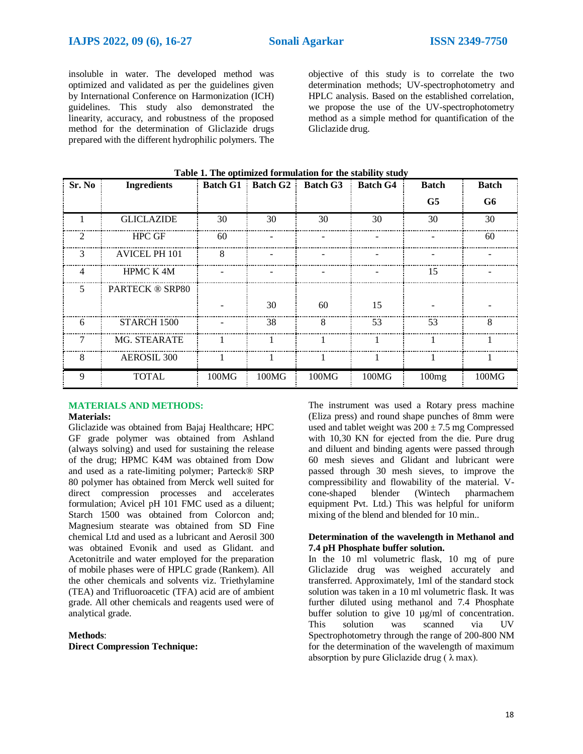insoluble in water. The developed method was optimized and validated as per the guidelines given by International Conference on Harmonization (ICH) guidelines. This study also demonstrated the linearity, accuracy, and robustness of the proposed method for the determination of Gliclazide drugs prepared with the different hydrophilic polymers. The objective of this study is to correlate the two determination methods; UV-spectrophotometry and HPLC analysis. Based on the established correlation, we propose the use of the UV-spectrophotometry method as a simple method for quantification of the Gliclazide drug.

**Table 1. The optimized formulation for the stability study**

| Sr. No | Ingredients | Batch G1 | Batch G2 | Batch G3 | Batch G4 | Batch G5 | Batch G6 |
|---|---|---|---|---|---|---|---|
| 1 | GLICLAZIDE | 30 | 30 | 30 | 30 | 30 | 30 |
| 2 | HPC GF | 60 | - | - | - | - | 60 |
| 3 | AVICEL PH 101 | 8 | - | - | - | - | - |
| 4 | HPMC K 4M | - | - | - | - | 15 | - |
| 5 | PARTECK ® SRP80 | - | 30 | 60 | 15 | - | - |
| 6 | STARCH 1500 | - | 38 | 8 | 53 | 53 | 8 |
| 7 | MG. STEARATE | 1 | 1 | 1 | 1 | 1 | 1 |
| 8 | AEROSIL 300 | 1 | 1 | 1 | 1 | 1 | 1 |
| 9 | TOTAL | 100MG | 100MG | 100MG | 100MG | 100mg | 100MG |

## MATERIALS AND METHODS:

**Materials:**

Gliclazide was obtained from Bajaj Healthcare; HPC GF grade polymer was obtained from Ashland (always solving) and used for sustaining the release of the drug; HPMC K4M was obtained from Dow and used as a rate-limiting polymer; Parteck® SRP 80 polymer has obtained from Merck well suited for direct compression processes and accelerates formulation; Avicel pH 101 FMC used as a diluent; Starch 1500 was obtained from Colorcon and; Magnesium stearate was obtained from SD Fine chemical Ltd and used as a lubricant and Aerosil 300 was obtained Evonik and used as Glidant. and Acetonitrile and water employed for the preparation of mobile phases were of HPLC grade (Rankem). All the other chemicals and solvents viz. Triethylamine (TEA) and Trifluoroacetic (TFA) acid are of ambient grade. All other chemicals and reagents used were of analytical grade.

**Methods**:

**Direct Compression Technique:**

The instrument was used a Rotary press machine (Eliza press) and round shape punches of 8mm were used and tablet weight was 200 ± 7.5 mg Compressed with 10,30 KN for ejected from the die. Pure drug and diluent and binding agents were passed through 60 mesh sieves and Glidant and lubricant were passed through 30 mesh sieves, to improve the compressibility and flowability of the material. V-cone-shaped blender (Wintech pharmachem equipment Pvt. Ltd.) This was helpful for uniform mixing of the blend and blended for 10 min..

**Determination of the wavelength in Methanol and 7.4 pH Phosphate buffer solution.**

In the 10 ml volumetric flask, 10 mg of pure Gliclazide drug was weighed accurately and transferred. Approximately, 1ml of the standard stock solution was taken in a 10 ml volumetric flask. It was further diluted using methanol and 7.4 Phosphate buffer solution to give 10 µg/ml of concentration. This solution was scanned via UV Spectrophotometry through the range of 200-800 NM for the determination of the wavelength of maximum absorption by pure Gliclazide drug ( λ max).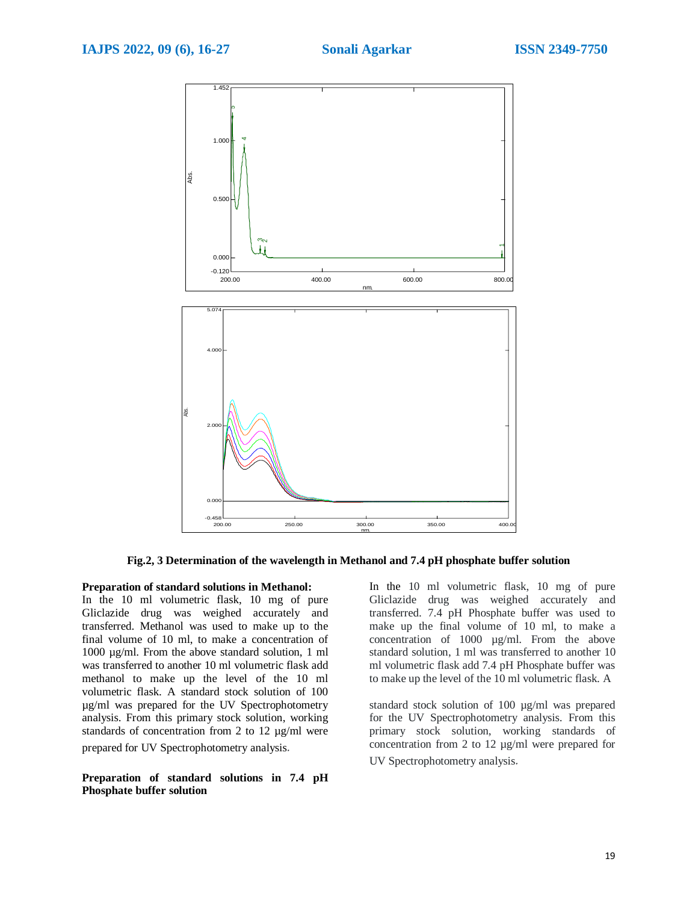**Fig.2, 3 Determination of the wavelength in Methanol and 7.4 pH phosphate buffer solution**

**Preparation of standard solutions in Methanol:**

In the 10 ml volumetric flask, 10 mg of pure Gliclazide drug was weighed accurately and transferred. Methanol was used to make up to the final volume of 10 ml, to make a concentration of 1000 µg/ml. From the above standard solution, 1 ml was transferred to another 10 ml volumetric flask add methanol to make up the level of the 10 ml volumetric flask. A standard stock solution of 100 µg/ml was prepared for the UV Spectrophotometry analysis. From this primary stock solution, working standards of concentration from 2 to 12 µg/ml were prepared for UV Spectrophotometry analysis.

**Preparation of standard solutions in 7.4 pH Phosphate buffer solution**

In the 10 ml volumetric flask, 10 mg of pure Gliclazide drug was weighed accurately and transferred. 7.4 pH Phosphate buffer was used to make up the final volume of 10 ml, to make a concentration of 1000 µg/ml. From the above standard solution, 1 ml was transferred to another 10 ml volumetric flask add 7.4 pH Phosphate buffer was to make up the level of the 10 ml volumetric flask. A standard stock solution of 100 µg/ml was prepared for the UV Spectrophotometry analysis. From this primary stock solution, working standards of concentration from 2 to 12 µg/ml were prepared for UV Spectrophotometry analysis.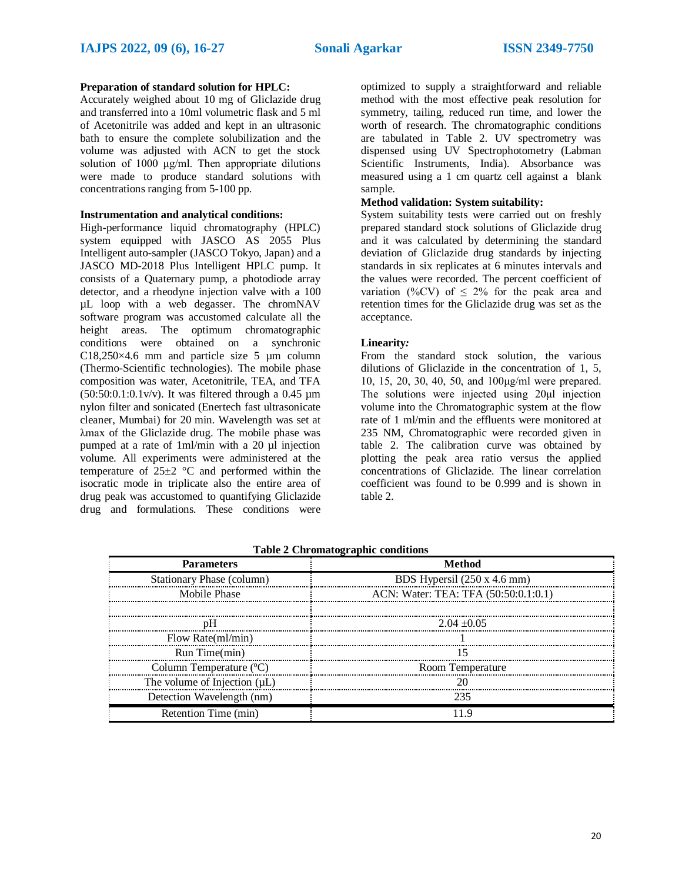**Preparation of standard solution for HPLC:**

Accurately weighed about 10 mg of Gliclazide drug and transferred into a 10ml volumetric flask and 5 ml of Acetonitrile was added and kept in an ultrasonic bath to ensure the complete solubilization and the volume was adjusted with ACN to get the stock solution of 1000 µg/ml. Then appropriate dilutions were made to produce standard solutions with concentrations ranging from 5-100 pp.

**Instrumentation and analytical conditions:**

High-performance liquid chromatography (HPLC) system equipped with JASCO AS 2055 Plus Intelligent auto-sampler (JASCO Tokyo, Japan) and a JASCO MD-2018 Plus Intelligent HPLC pump. It consists of a Quaternary pump, a photodiode array detector, and a rheodyne injection valve with a 100 µL loop with a web degasser. The chromNAV software program was accustomed calculate all the height areas. The optimum chromatographic conditions were obtained on a synchronic C18,250×4.6 mm and particle size 5 µm column (Thermo-Scientific technologies). The mobile phase composition was water, Acetonitrile, TEA, and TFA (50:50:0.1:0.1v/v). It was filtered through a 0.45 µm nylon filter and sonicated (Enertech fast ultrasonicate cleaner, Mumbai) for 20 min. Wavelength was set at λmax of the Gliclazide drug. The mobile phase was pumped at a rate of 1ml/min with a 20 µl injection volume. All experiments were administered at the temperature of 25±2 °C and performed within the isocratic mode in triplicate also the entire area of drug peak was accustomed to quantifying Gliclazide drug and formulations. These conditions were optimized to supply a straightforward and reliable method with the most effective peak resolution for symmetry, tailing, reduced run time, and lower the worth of research. The chromatographic conditions are tabulated in Table 2. UV spectrometry was dispensed using UV Spectrophotometry (Labman Scientific Instruments, India). Absorbance was measured using a 1 cm quartz cell against a blank sample.

**Method validation: System suitability:**

System suitability tests were carried out on freshly prepared standard stock solutions of Gliclazide drug and it was calculated by determining the standard deviation of Gliclazide drug standards by injecting standards in six replicates at 6 minutes intervals and the values were recorded. The percent coefficient of variation (%CV) of ≤ 2% for the peak area and retention times for the Gliclazide drug was set as the acceptance.

**Linearity*:***

From the standard stock solution, the various dilutions of Gliclazide in the concentration of 1, 5, 10, 15, 20, 30, 40, 50, and 100µg/ml were prepared. The solutions were injected using 20µl injection volume into the Chromatographic system at the flow rate of 1 ml/min and the effluents were monitored at 235 NM, Chromatographic were recorded given in table 2. The calibration curve was obtained by plotting the peak area ratio versus the applied concentrations of Gliclazide. The linear correlation coefficient was found to be 0.999 and is shown in table 2.

**Table 2 Chromatographic conditions**

| Parameters | Method |
|---|---|
| Stationary Phase (column) | BDS Hypersil (250 x 4.6 mm) |
| Mobile Phase | ACN: Water: TEA: TFA (50:50:0.1:0.1) |
| | |
| pH | 2.04 ±0.05 |
| Flow Rate(ml/min) | 1 |
| Run Time(min) | 15 |
| Column Temperature (ºC) | Room Temperature |
| The volume of Injection (µL) | 20 |
| Detection Wavelength (nm) | 235 |
| Retention Time (min) | 11.9 |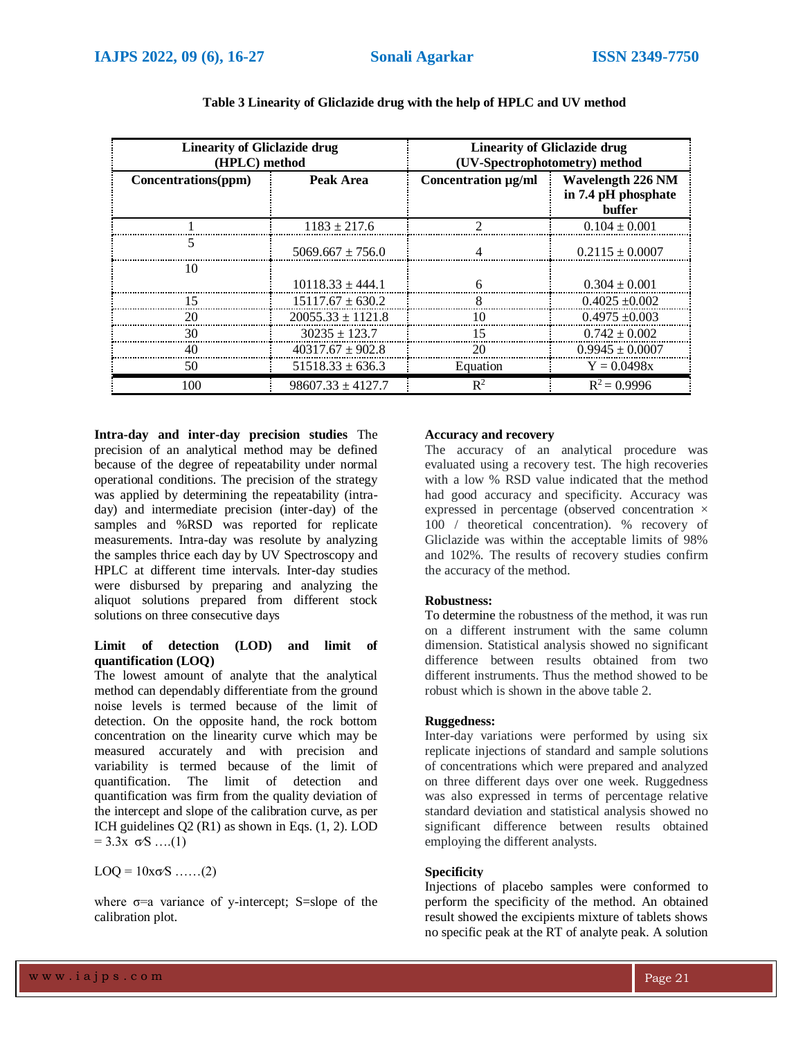**Table 3 Linearity of Gliclazide drug with the help of HPLC and UV method**

| Linearity of Gliclazide drug (HPLC) method | | Linearity of Gliclazide drug (UV-Spectrophotometry) method | |
|---|---|---|---|
| Concentrations(ppm) | Peak Area | Concentration µg/ml | Wavelength 226 NM in 7.4 pH phosphate buffer |
| 1 | 1183 ± 217.6 | 2 | 0.104 ± 0.001 |
| 5 | 5069.667 ± 756.0 | 4 | 0.2115 ± 0.0007 |
| 10 | 10118.33 ± 444.1 | 6 | 0.304 ± 0.001 |
| 15 | 15117.67 ± 630.2 | 8 | 0.4025 ±0.002 |
| 20 | 20055.33 ± 1121.8 | 10 | 0.4975 ±0.003 |
| 30 | 30235 ± 123.7 | 15 | 0.742 ± 0.002 |
| 40 | 40317.67 ± 902.8 | 20 | 0.9945 ± 0.0007 |
| 50 | 51518.33 ± 636.3 | Equation | Y = 0.0498x |
| 100 | 98607.33 ± 4127.7 | $R^2$ | $R^2 = 0.9996$ |

**Intra-day and inter-day precision studies** The precision of an analytical method may be defined because of the degree of repeatability under normal operational conditions. The precision of the strategy was applied by determining the repeatability (intra-day) and intermediate precision (inter-day) of the samples and %RSD was reported for replicate measurements. Intra-day was resolute by analyzing the samples thrice each day by UV Spectroscopy and HPLC at different time intervals. Inter-day studies were disbursed by preparing and analyzing the aliquot solutions prepared from different stock solutions on three consecutive days

**Limit of detection (LOD) and limit of quantification (LOQ)**

The lowest amount of analyte that the analytical method can dependably differentiate from the ground noise levels is termed because of the limit of detection. On the opposite hand, the rock bottom concentration on the linearity curve which may be measured accurately and with precision and variability is termed because of the limit of quantification. The limit of detection and quantification was firm from the quality deviation of the intercept and slope of the calibration curve, as per ICH guidelines Q2 (R1) as shown in Eqs. (1, 2). LOD $= 3.3x\ \sigma/S$ ….(1)

$LOQ = 10x\sigma/S$ ……(2)

where σ=a variance of y-intercept; S=slope of the calibration plot.

**Accuracy and recovery**

The accuracy of an analytical procedure was evaluated using a recovery test. The high recoveries with a low % RSD value indicated that the method had good accuracy and specificity. Accuracy was expressed in percentage (observed concentration × 100 / theoretical concentration). % recovery of Gliclazide was within the acceptable limits of 98% and 102%. The results of recovery studies confirm the accuracy of the method.

**Robustness:**

To determine the robustness of the method, it was run on a different instrument with the same column dimension. Statistical analysis showed no significant difference between results obtained from two different instruments. Thus the method showed to be robust which is shown in the above table 2.

**Ruggedness:**

Inter-day variations were performed by using six replicate injections of standard and sample solutions of concentrations which were prepared and analyzed on three different days over one week. Ruggedness was also expressed in terms of percentage relative standard deviation and statistical analysis showed no significant difference between results obtained employing the different analysts.

**Specificity**

Injections of placebo samples were conformed to perform the specificity of the method. An obtained result showed the excipients mixture of tablets shows no specific peak at the RT of analyte peak. A solution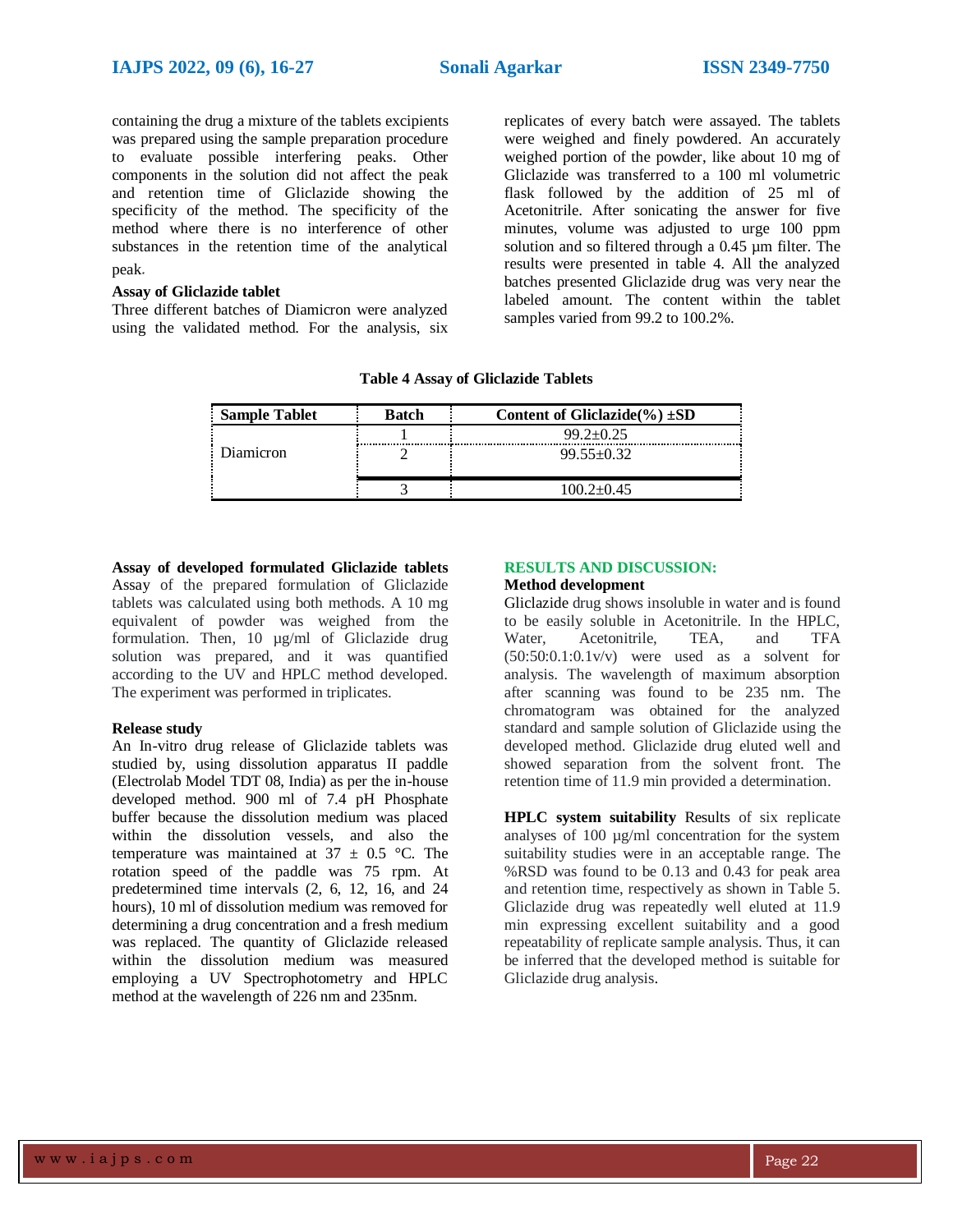containing the drug a mixture of the tablets excipients was prepared using the sample preparation procedure to evaluate possible interfering peaks. Other components in the solution did not affect the peak and retention time of Gliclazide showing the specificity of the method. The specificity of the method where there is no interference of other substances in the retention time of the analytical peak.

**Assay of Gliclazide tablet**

Three different batches of Diamicron were analyzed using the validated method. For the analysis, six replicates of every batch were assayed. The tablets were weighed and finely powdered. An accurately weighed portion of the powder, like about 10 mg of Gliclazide was transferred to a 100 ml volumetric flask followed by the addition of 25 ml of Acetonitrile. After sonicating the answer for five minutes, volume was adjusted to urge 100 ppm solution and so filtered through a 0.45 µm filter. The results were presented in table 4. All the analyzed batches presented Gliclazide drug was very near the labeled amount. The content within the tablet samples varied from 99.2 to 100.2%.

**Table 4 Assay of Gliclazide Tablets**

| Sample Tablet | Batch | Content of Gliclazide(%) ±SD |
|---|---|---|
| Diamicron | 1 | 99.2±0.25 |
| | 2 | 99.55±0.32 |
| | 3 | 100.2±0.45 |

**Assay of developed formulated Gliclazide tablets**

Assay of the prepared formulation of Gliclazide tablets was calculated using both methods. A 10 mg equivalent of powder was weighed from the formulation. Then, 10 µg/ml of Gliclazide drug solution was prepared, and it was quantified according to the UV and HPLC method developed. The experiment was performed in triplicates.

**Release study**

An In-vitro drug release of Gliclazide tablets was studied by, using dissolution apparatus II paddle (Electrolab Model TDT 08, India) as per the in-house developed method. 900 ml of 7.4 pH Phosphate buffer because the dissolution medium was placed within the dissolution vessels, and also the temperature was maintained at 37 ± 0.5 °C. The rotation speed of the paddle was 75 rpm. At predetermined time intervals (2, 6, 12, 16, and 24 hours), 10 ml of dissolution medium was removed for determining a drug concentration and a fresh medium was replaced. The quantity of Gliclazide released within the dissolution medium was measured employing a UV Spectrophotometry and HPLC method at the wavelength of 226 nm and 235nm.

## RESULTS AND DISCUSSION:

**Method development**

Gliclazide drug shows insoluble in water and is found to be easily soluble in Acetonitrile. In the HPLC, Water, Acetonitrile, TEA, and TFA (50:50:0.1:0.1v/v) were used as a solvent for analysis. The wavelength of maximum absorption after scanning was found to be 235 nm. The chromatogram was obtained for the analyzed standard and sample solution of Gliclazide using the developed method. Gliclazide drug eluted well and showed separation from the solvent front. The retention time of 11.9 min provided a determination.

**HPLC system suitability** Results of six replicate analyses of 100 µg/ml concentration for the system suitability studies were in an acceptable range. The %RSD was found to be 0.13 and 0.43 for peak area and retention time, respectively as shown in Table 5. Gliclazide drug was repeatedly well eluted at 11.9 min expressing excellent suitability and a good repeatability of replicate sample analysis. Thus, it can be inferred that the developed method is suitable for Gliclazide drug analysis.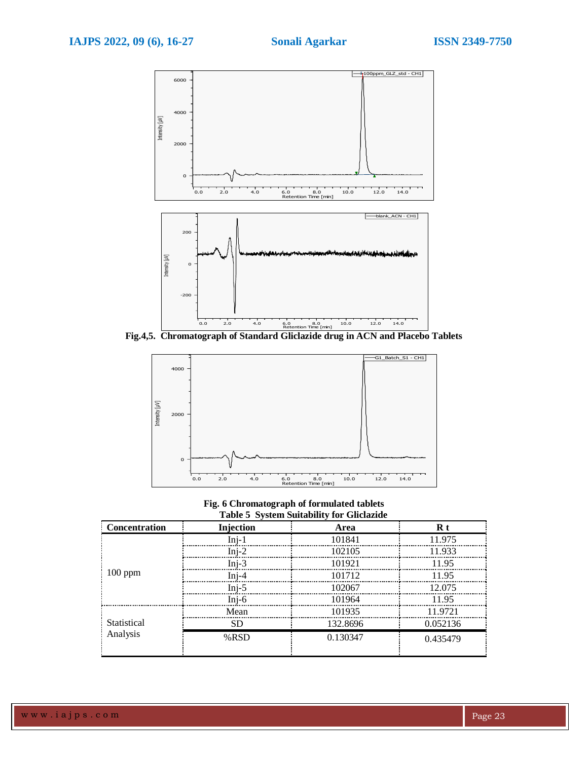Fig.4,5. Chromatograph of Standard Gliclazide drug in ACN and Placebo Tablets

Fig. 6 Chromatograph of formulated tablets

**Table 5 System Suitability for Gliclazide**

| Concentration | Injection | Area | R t |
|---|---|---|---|
| 100 ppm | Inj-1 | 101841 | 11.975 |
| | Inj-2 | 102105 | 11.933 |
| | Inj-3 | 101921 | 11.95 |
| | Inj-4 | 101712 | 11.95 |
| | Inj-5 | 102067 | 12.075 |
| | Inj-6 | 101964 | 11.95 |
| Statistical Analysis | Mean | 101935 | 11.9721 |
| | SD | 132.8696 | 0.052136 |
| | %RSD | 0.130347 | 0.435479 |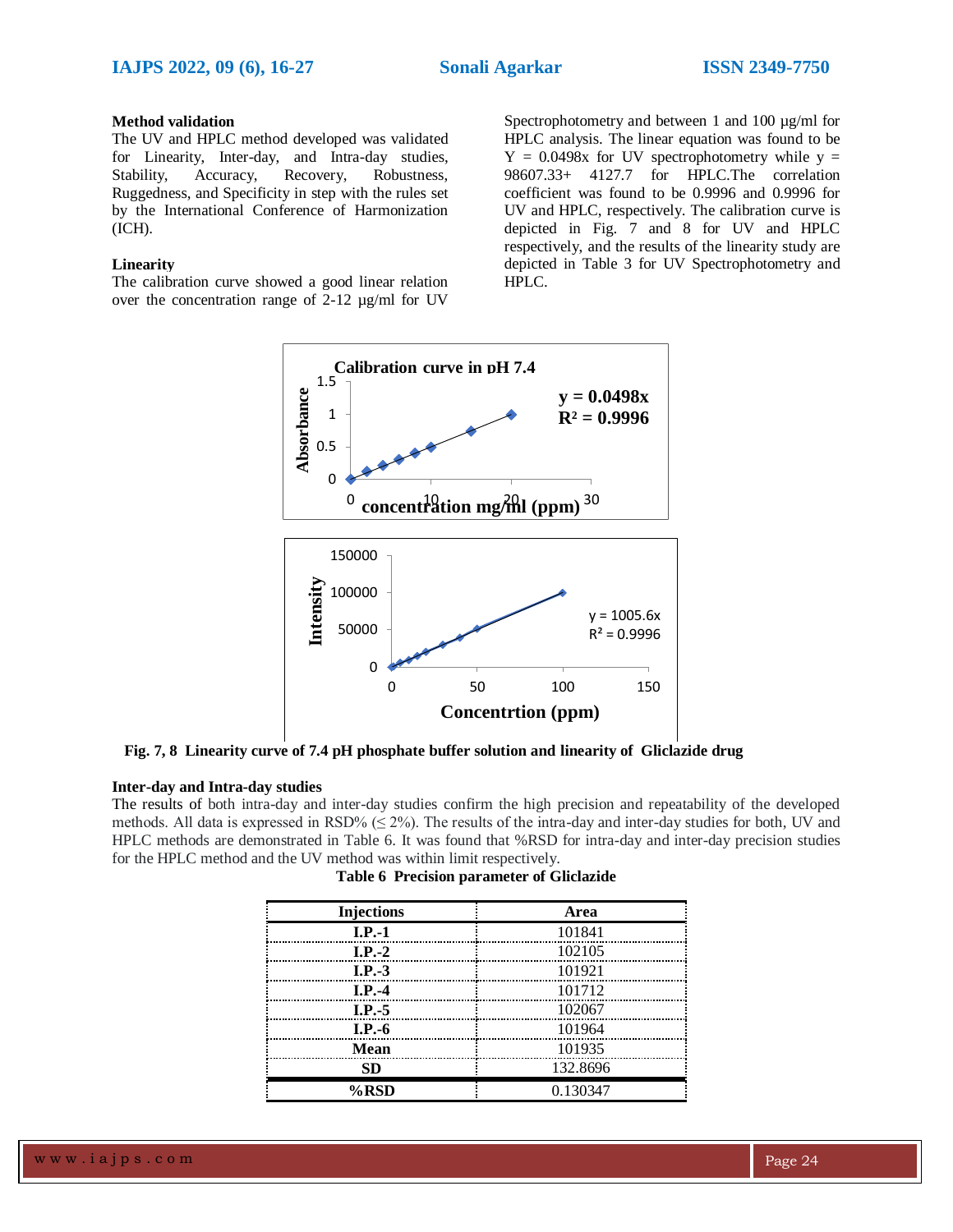### Method validation

The UV and HPLC method developed was validated for Linearity, Inter-day, and Intra-day studies, Stability, Accuracy, Recovery, Robustness, Ruggedness, and Specificity in step with the rules set by the International Conference of Harmonization (ICH).

### Linearity

The calibration curve showed a good linear relation over the concentration range of 2-12 µg/ml for UV Spectrophotometry and between 1 and 100 µg/ml for HPLC analysis. The linear equation was found to be Y = 0.0498x for UV spectrophotometry while y = 98607.33+ 4127.7 for HPLC.The correlation coefficient was found to be 0.9996 and 0.9996 for UV and HPLC, respectively. The calibration curve is depicted in Fig. 7 and 8 for UV and HPLC respectively, and the results of the linearity study are depicted in Table 3 for UV Spectrophotometry and HPLC.

**Fig. 7, 8 Linearity curve of 7.4 pH phosphate buffer solution and linearity of Gliclazide drug**

### Inter-day and Intra-day studies

The results of both intra-day and inter-day studies confirm the high precision and repeatability of the developed methods. All data is expressed in RSD% (≤ 2%). The results of the intra-day and inter-day studies for both, UV and HPLC methods are demonstrated in Table 6. It was found that %RSD for intra-day and inter-day precision studies for the HPLC method and the UV method was within limit respectively.

**Table 6 Precision parameter of Gliclazide**

| Injections | Area |
|---|---|
| **I.P.-1** | 101841 |
| **I.P.-2** | 102105 |
| **I.P.-3** | 101921 |
| **I.P.-4** | 101712 |
| **I.P.-5** | 102067 |
| **I.P.-6** | 101964 |
| **Mean** | 101935 |
| **SD** | 132.8696 |
| **%RSD** | 0.130347 |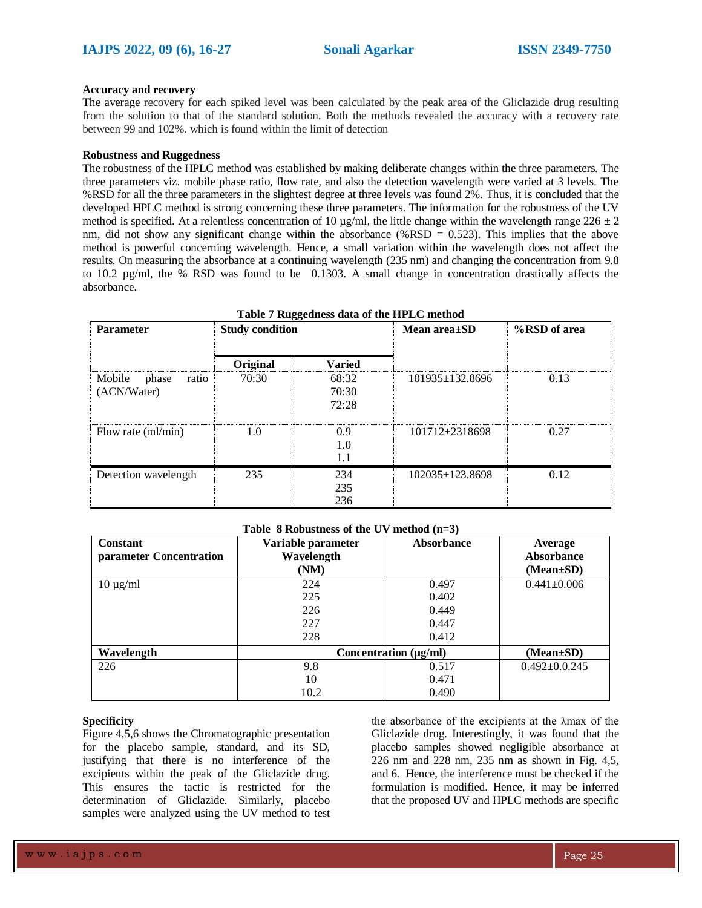**Accuracy and recovery**

The average recovery for each spiked level was been calculated by the peak area of the Gliclazide drug resulting from the solution to that of the standard solution. Both the methods revealed the accuracy with a recovery rate between 99 and 102%. which is found within the limit of detection

**Robustness and Ruggedness**

The robustness of the HPLC method was established by making deliberate changes within the three parameters. The three parameters viz. mobile phase ratio, flow rate, and also the detection wavelength were varied at 3 levels. The %RSD for all the three parameters in the slightest degree at three levels was found 2%. Thus, it is concluded that the developed HPLC method is strong concerning these three parameters. The information for the robustness of the UV method is specified. At a relentless concentration of 10 µg/ml, the little change within the wavelength range 226 ± 2 nm, did not show any significant change within the absorbance (%RSD = 0.523). This implies that the above method is powerful concerning wavelength. Hence, a small variation within the wavelength does not affect the results. On measuring the absorbance at a continuing wavelength (235 nm) and changing the concentration from 9.8 to 10.2 µg/ml, the % RSD was found to be 0.1303. A small change in concentration drastically affects the absorbance.

**Table 7 Ruggedness data of the HPLC method**

| Parameter | Study condition | | Mean area±SD | %RSD of area |
|---|---|---|---|---|
| | Original | Varied | | |
| Mobile phase ratio (ACN/Water) | 70:30 | 68:32<br>70:30<br>72:28 | 101935±132.8696 | 0.13 |
| Flow rate (ml/min) | 1.0 | 0.9<br>1.0<br>1.1 | 101712±2318698 | 0.27 |
| Detection wavelength | 235 | 234<br>235<br>236 | 102035±123.8698 | 0.12 |

**Table 8 Robustness of the UV method (n=3)**

| Constant parameter Concentration | Variable parameter Wavelength (NM) | Absorbance | Average Absorbance (Mean±SD) |
|---|---|---|---|
| 10 µg/ml | 224<br>225<br>226<br>227<br>228 | 0.497<br>0.402<br>0.449<br>0.447<br>0.412 | 0.441±0.006 |
| **Wavelength** | **Concentration (µg/ml)** | | **(Mean±SD)** |
| 226 | 9.8<br>10<br>10.2 | 0.517<br>0.471<br>0.490 | 0.492±0.0.245 |

**Specificity**

Figure 4,5,6 shows the Chromatographic presentation for the placebo sample, standard, and its SD, justifying that there is no interference of the excipients within the peak of the Gliclazide drug. This ensures the tactic is restricted for the determination of Gliclazide. Similarly, placebo samples were analyzed using the UV method to test the absorbance of the excipients at the λmax of the Gliclazide drug. Interestingly, it was found that the placebo samples showed negligible absorbance at 226 nm and 228 nm, 235 nm as shown in Fig. 4,5, and 6. Hence, the interference must be checked if the formulation is modified. Hence, it may be inferred that the proposed UV and HPLC methods are specific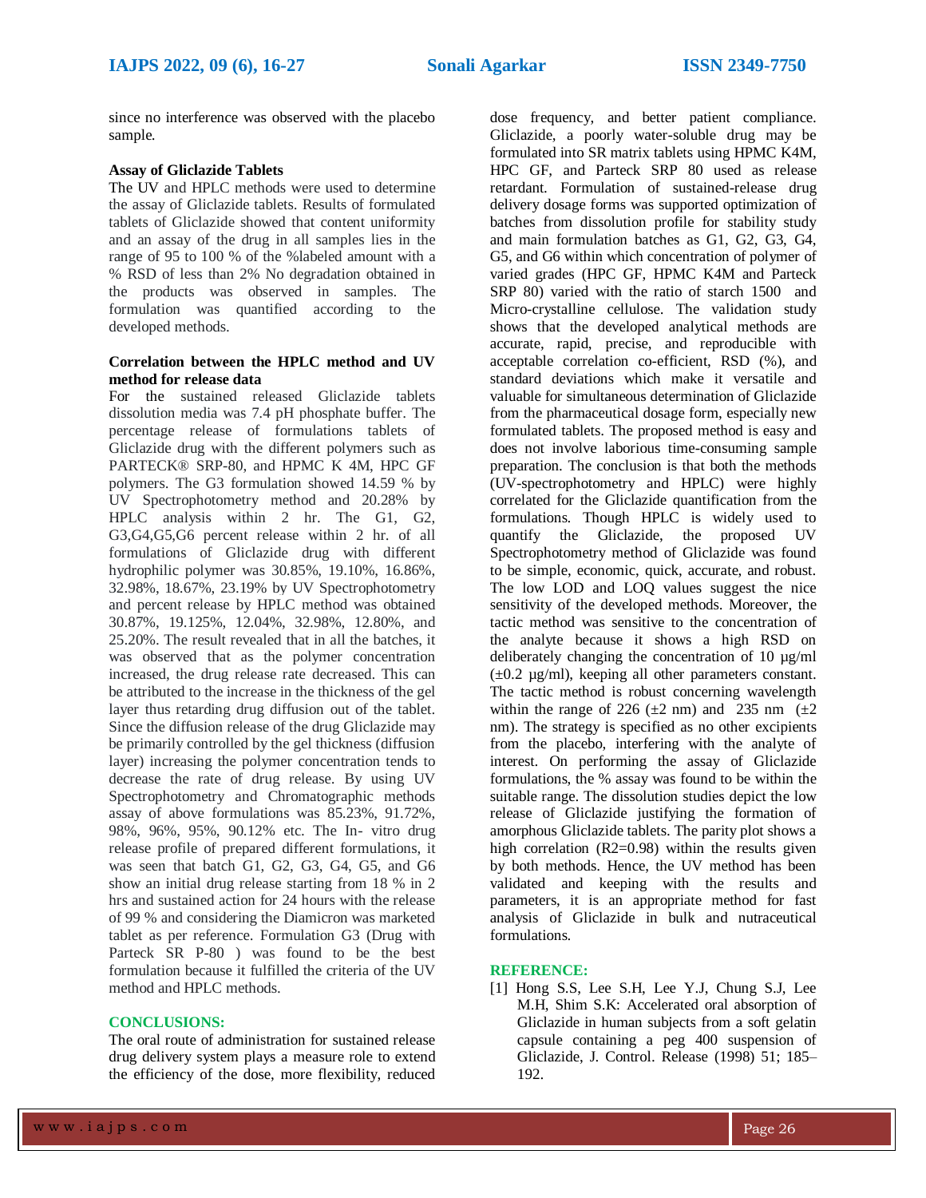since no interference was observed with the placebo sample.

**Assay of Gliclazide Tablets**

The UV and HPLC methods were used to determine the assay of Gliclazide tablets. Results of formulated tablets of Gliclazide showed that content uniformity and an assay of the drug in all samples lies in the range of 95 to 100 % of the %labeled amount with a % RSD of less than 2% No degradation obtained in the products was observed in samples. The formulation was quantified according to the developed methods.

**Correlation between the HPLC method and UV method for release data**

For the sustained released Gliclazide tablets dissolution media was 7.4 pH phosphate buffer. The percentage release of formulations tablets of Gliclazide drug with the different polymers such as PARTECK® SRP-80, and HPMC K 4M, HPC GF polymers. The G3 formulation showed 14.59 % by UV Spectrophotometry method and 20.28% by HPLC analysis within 2 hr. The G1, G2, G3,G4,G5,G6 percent release within 2 hr. of all formulations of Gliclazide drug with different hydrophilic polymer was 30.85%, 19.10%, 16.86%, 32.98%, 18.67%, 23.19% by UV Spectrophotometry and percent release by HPLC method was obtained 30.87%, 19.125%, 12.04%, 32.98%, 12.80%, and 25.20%. The result revealed that in all the batches, it was observed that as the polymer concentration increased, the drug release rate decreased. This can be attributed to the increase in the thickness of the gel layer thus retarding drug diffusion out of the tablet. Since the diffusion release of the drug Gliclazide may be primarily controlled by the gel thickness (diffusion layer) increasing the polymer concentration tends to decrease the rate of drug release. By using UV Spectrophotometry and Chromatographic methods assay of above formulations was 85.23%, 91.72%, 98%, 96%, 95%, 90.12% etc. The In- vitro drug release profile of prepared different formulations, it was seen that batch G1, G2, G3, G4, G5, and G6 show an initial drug release starting from 18 % in 2 hrs and sustained action for 24 hours with the release of 99 % and considering the Diamicron was marketed tablet as per reference. Formulation G3 (Drug with Parteck SR P-80 ) was found to be the best formulation because it fulfilled the criteria of the UV method and HPLC methods.

## CONCLUSIONS:

The oral route of administration for sustained release drug delivery system plays a measure role to extend the efficiency of the dose, more flexibility, reduced dose frequency, and better patient compliance. Gliclazide, a poorly water-soluble drug may be formulated into SR matrix tablets using HPMC K4M, HPC GF, and Parteck SRP 80 used as release retardant. Formulation of sustained-release drug delivery dosage forms was supported optimization of batches from dissolution profile for stability study and main formulation batches as G1, G2, G3, G4, G5, and G6 within which concentration of polymer of varied grades (HPC GF, HPMC K4M and Parteck SRP 80) varied with the ratio of starch 1500 and Micro-crystalline cellulose. The validation study shows that the developed analytical methods are accurate, rapid, precise, and reproducible with acceptable correlation co-efficient, RSD (%), and standard deviations which make it versatile and valuable for simultaneous determination of Gliclazide from the pharmaceutical dosage form, especially new formulated tablets. The proposed method is easy and does not involve laborious time-consuming sample preparation. The conclusion is that both the methods (UV-spectrophotometry and HPLC) were highly correlated for the Gliclazide quantification from the formulations. Though HPLC is widely used to quantify the Gliclazide, the proposed UV Spectrophotometry method of Gliclazide was found to be simple, economic, quick, accurate, and robust. The low LOD and LOQ values suggest the nice sensitivity of the developed methods. Moreover, the tactic method was sensitive to the concentration of the analyte because it shows a high RSD on deliberately changing the concentration of 10 µg/ml (±0.2 µg/ml), keeping all other parameters constant. The tactic method is robust concerning wavelength within the range of 226 (±2 nm) and 235 nm (±2 nm). The strategy is specified as no other excipients from the placebo, interfering with the analyte of interest. On performing the assay of Gliclazide formulations, the % assay was found to be within the suitable range. The dissolution studies depict the low release of Gliclazide justifying the formation of amorphous Gliclazide tablets. The parity plot shows a high correlation ($R2=0.98$) within the results given by both methods. Hence, the UV method has been validated and keeping with the results and parameters, it is an appropriate method for fast analysis of Gliclazide in bulk and nutraceutical formulations.

## REFERENCE:

[1] Hong S.S, Lee S.H, Lee Y.J, Chung S.J, Lee M.H, Shim S.K: Accelerated oral absorption of Gliclazide in human subjects from a soft gelatin capsule containing a peg 400 suspension of Gliclazide, J. Control. Release (1998) 51; 185–192.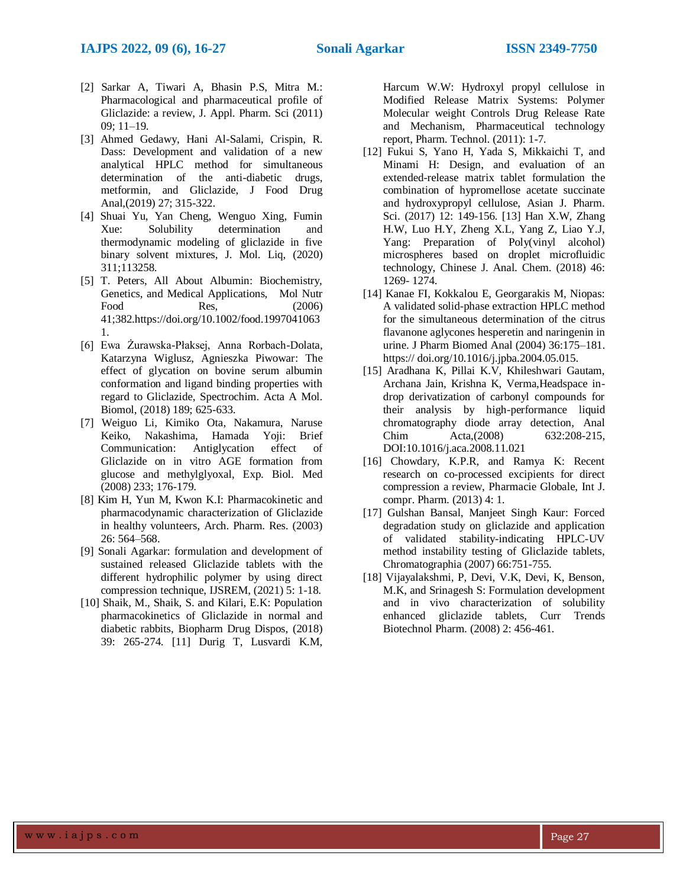[2] Sarkar A, Tiwari A, Bhasin P.S, Mitra M.: Pharmacological and pharmaceutical profile of Gliclazide: a review, J. Appl. Pharm. Sci (2011) 09; 11–19.

[3] Ahmed Gedawy, Hani Al-Salami, Crispin, R. Dass: Development and validation of a new analytical HPLC method for simultaneous determination of the anti-diabetic drugs, metformin, and Gliclazide, J Food Drug Anal,(2019) 27; 315-322.

[4] Shuai Yu, Yan Cheng, Wenguo Xing, Fumin Xue: Solubility determination and thermodynamic modeling of gliclazide in five binary solvent mixtures, J. Mol. Liq, (2020) 311;113258.

[5] T. Peters, All About Albumin: Biochemistry, Genetics, and Medical Applications, Mol Nutr Food Res, (2006) 41;382.https://doi.org/10.1002/food.19970410631.

[6] Ewa Żurawska-Płaksej, Anna Rorbach-Dolata, Katarzyna Wiglusz, Agnieszka Piwowar: The effect of glycation on bovine serum albumin conformation and ligand binding properties with regard to Gliclazide, Spectrochim. Acta A Mol. Biomol, (2018) 189; 625-633.

[7] Weiguo Li, Kimiko Ota, Nakamura, Naruse Keiko, Nakashima, Hamada Yoji: Brief Communication: Antiglycation effect of Gliclazide on in vitro AGE formation from glucose and methylglyoxal, Exp. Biol. Med (2008) 233; 176-179.

[8] Kim H, Yun M, Kwon K.I: Pharmacokinetic and pharmacodynamic characterization of Gliclazide in healthy volunteers, Arch. Pharm. Res. (2003) 26: 564–568.

[9] Sonali Agarkar: formulation and development of sustained released Gliclazide tablets with the different hydrophilic polymer by using direct compression technique, IJSREM, (2021) 5: 1-18.

[10] Shaik, M., Shaik, S. and Kilari, E.K: Population pharmacokinetics of Gliclazide in normal and diabetic rabbits, Biopharm Drug Dispos, (2018) 39: 265-274.

[11] Durig T, Lusvardi K.M, Harcum W.W: Hydroxyl propyl cellulose in Modified Release Matrix Systems: Polymer Molecular weight Controls Drug Release Rate and Mechanism, Pharmaceutical technology report, Pharm. Technol. (2011): 1-7.

[12] Fukui S, Yano H, Yada S, Mikkaichi T, and Minami H: Design, and evaluation of an extended-release matrix tablet formulation the combination of hypromellose acetate succinate and hydroxypropyl cellulose, Asian J. Pharm. Sci. (2017) 12: 149-156.

[13] Han X.W, Zhang H.W, Luo H.Y, Zheng X.L, Yang Z, Liao Y.J, Yang: Preparation of Poly(vinyl alcohol) microspheres based on droplet microfluidic technology, Chinese J. Anal. Chem. (2018) 46: 1269- 1274.

[14] Kanae FI, Kokkalou E, Georgarakis M, Niopas: A validated solid-phase extraction HPLC method for the simultaneous determination of the citrus flavanone aglycones hesperetin and naringenin in urine. J Pharm Biomed Anal (2004) 36:175–181. https:// doi.org/10.1016/j.jpba.2004.05.015.

[15] Aradhana K, Pillai K.V, Khileshwari Gautam, Archana Jain, Krishna K, Verma,Headspace in-drop derivatization of carbonyl compounds for their analysis by high-performance liquid chromatography diode array detection, Anal Chim Acta,(2008) 632:208-215, DOI:10.1016/j.aca.2008.11.021

[16] Chowdary, K.P.R, and Ramya K: Recent research on co-processed excipients for direct compression a review, Pharmacie Globale, Int J. compr. Pharm. (2013) 4: 1.

[17] Gulshan Bansal, Manjeet Singh Kaur: Forced degradation study on gliclazide and application of validated stability-indicating HPLC-UV method instability testing of Gliclazide tablets, Chromatographia (2007) 66:751-755.

[18] Vijayalakshmi, P, Devi, V.K, Devi, K, Benson, M.K, and Srinagesh S: Formulation development and in vivo characterization of solubility enhanced gliclazide tablets, Curr Trends Biotechnol Pharm. (2008) 2: 456-461.